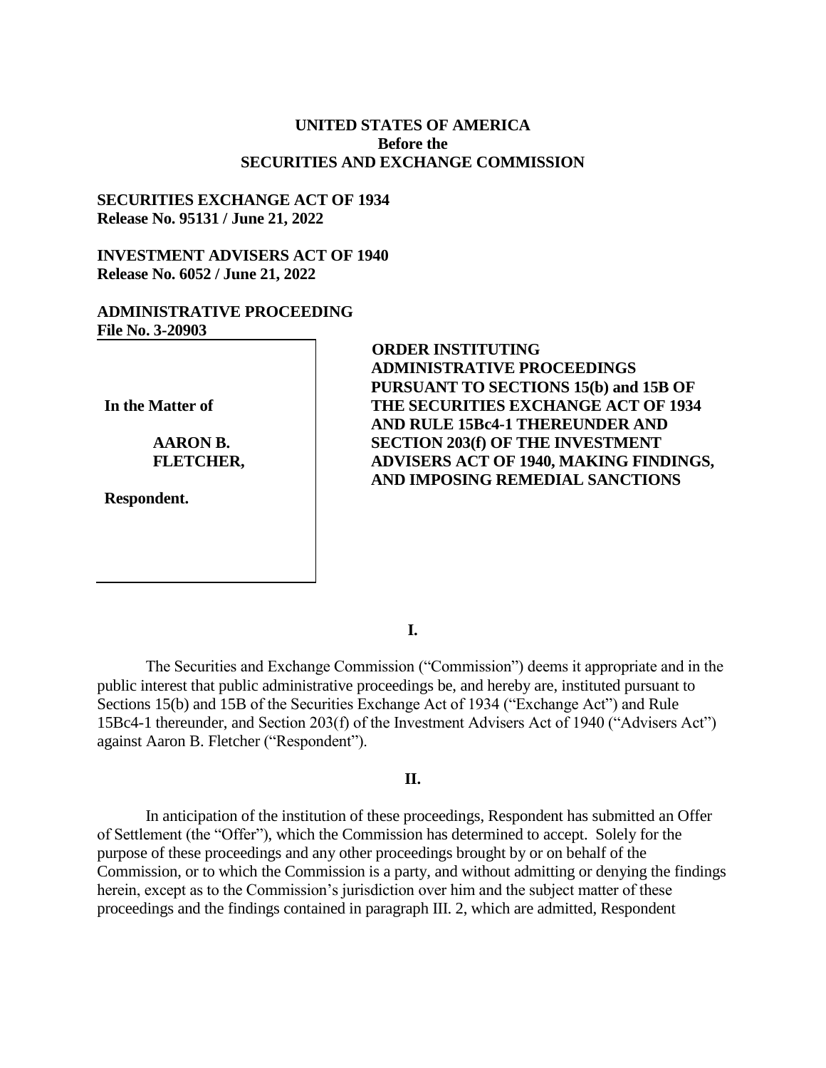**UNITED STATES OF AMERICA**
**Before the**
**SECURITIES AND EXCHANGE COMMISSION**

**SECURITIES EXCHANGE ACT OF 1934**
**Release No. 95131 / June 21, 2022**

**INVESTMENT ADVISERS ACT OF 1940**
**Release No. 6052 / June 21, 2022**

**ADMINISTRATIVE PROCEEDING**
**File No. 3-20903**

| | |
|---|---|
| **In the Matter of**<br><br>**AARON B. FLETCHER,**<br><br>**Respondent.** | **ORDER INSTITUTING ADMINISTRATIVE PROCEEDINGS PURSUANT TO SECTIONS 15(b) and 15B OF THE SECURITIES EXCHANGE ACT OF 1934 AND RULE 15Bc4-1 THEREUNDER AND SECTION 203(f) OF THE INVESTMENT ADVISERS ACT OF 1940, MAKING FINDINGS, AND IMPOSING REMEDIAL SANCTIONS** |

**I.**

The Securities and Exchange Commission ("Commission") deems it appropriate and in the public interest that public administrative proceedings be, and hereby are, instituted pursuant to Sections 15(b) and 15B of the Securities Exchange Act of 1934 ("Exchange Act") and Rule 15Bc4-1 thereunder, and Section 203(f) of the Investment Advisers Act of 1940 ("Advisers Act") against Aaron B. Fletcher ("Respondent").

**II.**

In anticipation of the institution of these proceedings, Respondent has submitted an Offer of Settlement (the "Offer"), which the Commission has determined to accept. Solely for the purpose of these proceedings and any other proceedings brought by or on behalf of the Commission, or to which the Commission is a party, and without admitting or denying the findings herein, except as to the Commission's jurisdiction over him and the subject matter of these proceedings and the findings contained in paragraph III. 2, which are admitted, Respondent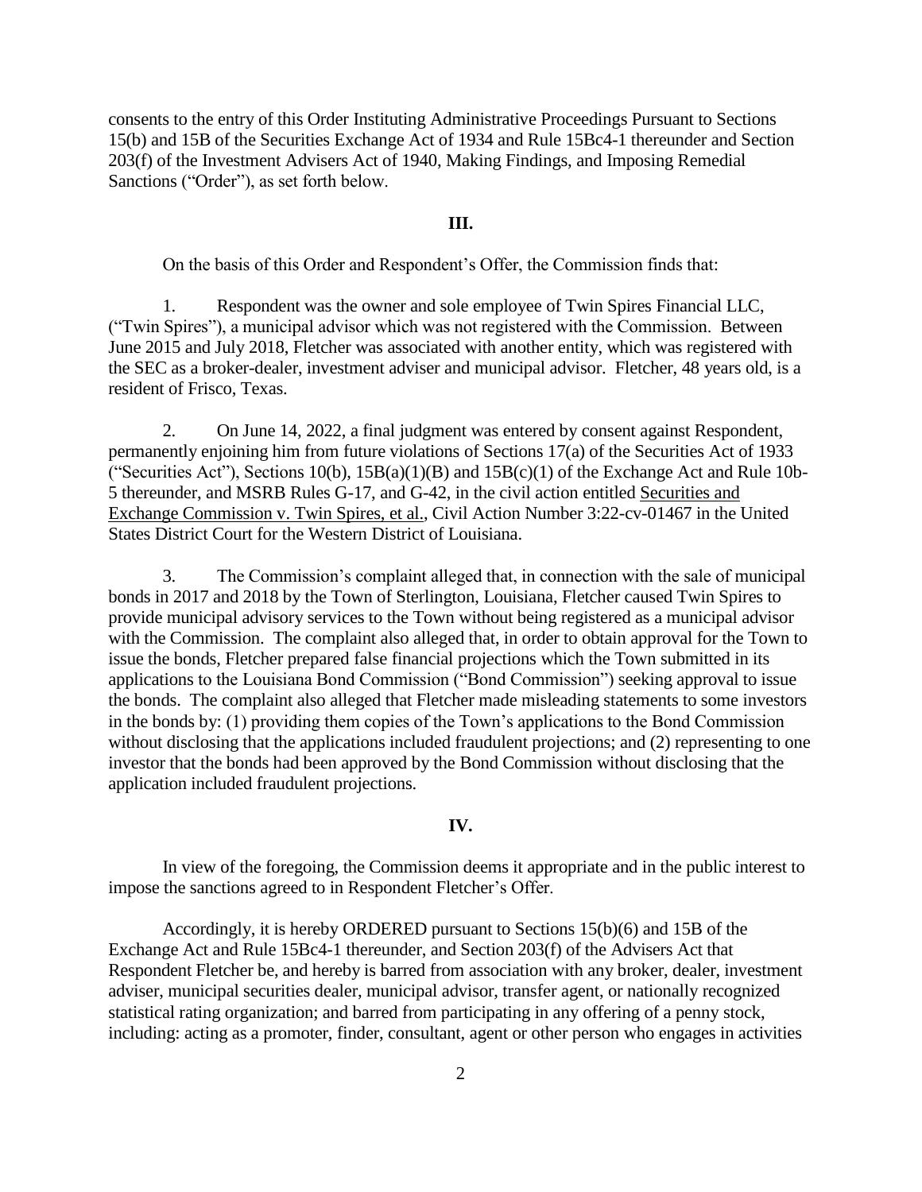consents to the entry of this Order Instituting Administrative Proceedings Pursuant to Sections 15(b) and 15B of the Securities Exchange Act of 1934 and Rule 15Bc4-1 thereunder and Section 203(f) of the Investment Advisers Act of 1940, Making Findings, and Imposing Remedial Sanctions ("Order"), as set forth below.

## III.

On the basis of this Order and Respondent's Offer, the Commission finds that:

1. Respondent was the owner and sole employee of Twin Spires Financial LLC, ("Twin Spires"), a municipal advisor which was not registered with the Commission. Between June 2015 and July 2018, Fletcher was associated with another entity, which was registered with the SEC as a broker-dealer, investment adviser and municipal advisor. Fletcher, 48 years old, is a resident of Frisco, Texas.

2. On June 14, 2022, a final judgment was entered by consent against Respondent, permanently enjoining him from future violations of Sections 17(a) of the Securities Act of 1933 ("Securities Act"), Sections 10(b), 15B(a)(1)(B) and 15B(c)(1) of the Exchange Act and Rule 10b-5 thereunder, and MSRB Rules G-17, and G-42, in the civil action entitled Securities and Exchange Commission v. Twin Spires, et al., Civil Action Number 3:22-cv-01467 in the United States District Court for the Western District of Louisiana.

3. The Commission's complaint alleged that, in connection with the sale of municipal bonds in 2017 and 2018 by the Town of Sterlington, Louisiana, Fletcher caused Twin Spires to provide municipal advisory services to the Town without being registered as a municipal advisor with the Commission. The complaint also alleged that, in order to obtain approval for the Town to issue the bonds, Fletcher prepared false financial projections which the Town submitted in its applications to the Louisiana Bond Commission ("Bond Commission") seeking approval to issue the bonds. The complaint also alleged that Fletcher made misleading statements to some investors in the bonds by: (1) providing them copies of the Town's applications to the Bond Commission without disclosing that the applications included fraudulent projections; and (2) representing to one investor that the bonds had been approved by the Bond Commission without disclosing that the application included fraudulent projections.

## IV.

In view of the foregoing, the Commission deems it appropriate and in the public interest to impose the sanctions agreed to in Respondent Fletcher's Offer.

Accordingly, it is hereby ORDERED pursuant to Sections 15(b)(6) and 15B of the Exchange Act and Rule 15Bc4-1 thereunder, and Section 203(f) of the Advisers Act that Respondent Fletcher be, and hereby is barred from association with any broker, dealer, investment adviser, municipal securities dealer, municipal advisor, transfer agent, or nationally recognized statistical rating organization; and barred from participating in any offering of a penny stock, including: acting as a promoter, finder, consultant, agent or other person who engages in activities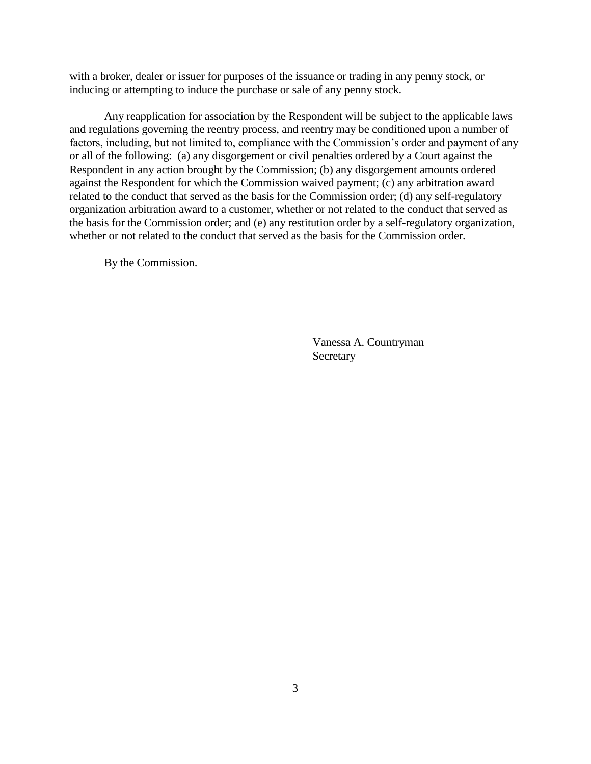with a broker, dealer or issuer for purposes of the issuance or trading in any penny stock, or inducing or attempting to induce the purchase or sale of any penny stock.

Any reapplication for association by the Respondent will be subject to the applicable laws and regulations governing the reentry process, and reentry may be conditioned upon a number of factors, including, but not limited to, compliance with the Commission's order and payment of any or all of the following: (a) any disgorgement or civil penalties ordered by a Court against the Respondent in any action brought by the Commission; (b) any disgorgement amounts ordered against the Respondent for which the Commission waived payment; (c) any arbitration award related to the conduct that served as the basis for the Commission order; (d) any self-regulatory organization arbitration award to a customer, whether or not related to the conduct that served as the basis for the Commission order; and (e) any restitution order by a self-regulatory organization, whether or not related to the conduct that served as the basis for the Commission order.

By the Commission.

Vanessa A. Countryman
Secretary